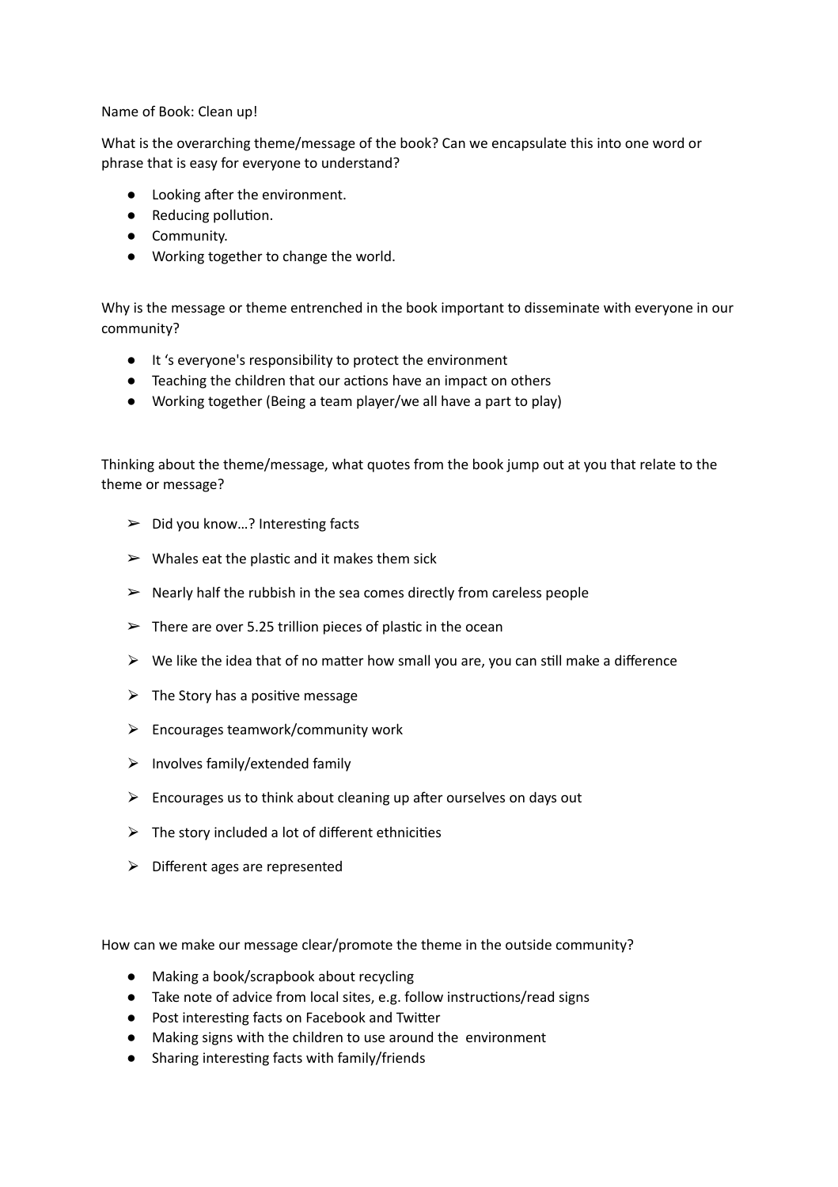Name of Book: Clean up!

What is the overarching theme/message of the book? Can we encapsulate this into one word or phrase that is easy for everyone to understand?

- Looking after the environment.
- Reducing pollution.
- Community.
- Working together to change the world.

Why is the message or theme entrenched in the book important to disseminate with everyone in our community?

- It 's everyone's responsibility to protect the environment
- Teaching the children that our actions have an impact on others
- Working together (Being a team player/we all have a part to play)

Thinking about the theme/message, what quotes from the book jump out at you that relate to the theme or message?

- Did you know…? Interesting facts
- Whales eat the plastic and it makes them sick
- Nearly half the rubbish in the sea comes directly from careless people
- There are over 5.25 trillion pieces of plastic in the ocean
- We like the idea that of no matter how small you are, you can still make a difference
- The Story has a positive message
- Encourages teamwork/community work
- Involves family/extended family
- Encourages us to think about cleaning up after ourselves on days out
- The story included a lot of different ethnicities
- Different ages are represented

How can we make our message clear/promote the theme in the outside community?

- Making a book/scrapbook about recycling
- Take note of advice from local sites, e.g. follow instructions/read signs
- Post interesting facts on Facebook and Twitter
- Making signs with the children to use around the environment
- Sharing interesting facts with family/friends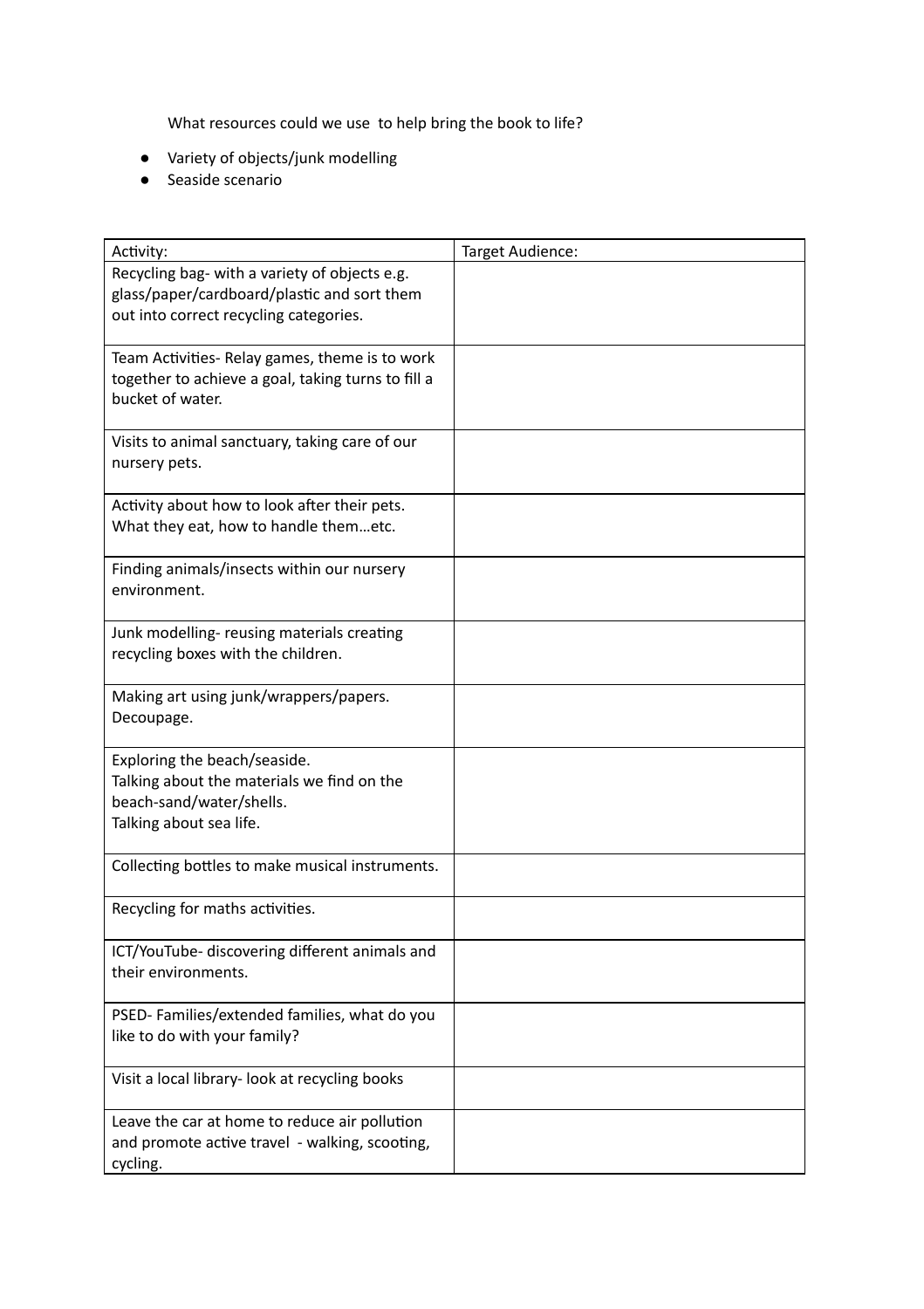What resources could we use to help bring the book to life?

- Variety of objects/junk modelling
- Seaside scenario

| Activity: | Target Audience: |
| --- | --- |
| Recycling bag- with a variety of objects e.g. glass/paper/cardboard/plastic and sort them out into correct recycling categories. | |
| Team Activities- Relay games, theme is to work together to achieve a goal, taking turns to fill a bucket of water. | |
| Visits to animal sanctuary, taking care of our nursery pets. | |
| Activity about how to look after their pets. What they eat, how to handle them…etc. | |
| Finding animals/insects within our nursery environment. | |
| Junk modelling- reusing materials creating recycling boxes with the children. | |
| Making art using junk/wrappers/papers. Decoupage. | |
| Exploring the beach/seaside.<br>Talking about the materials we find on the beach-sand/water/shells.<br>Talking about sea life. | |
| Collecting bottles to make musical instruments. | |
| Recycling for maths activities. | |
| ICT/YouTube- discovering different animals and their environments. | |
| PSED- Families/extended families, what do you like to do with your family? | |
| Visit a local library- look at recycling books | |
| Leave the car at home to reduce air pollution and promote active travel - walking, scooting, cycling. | |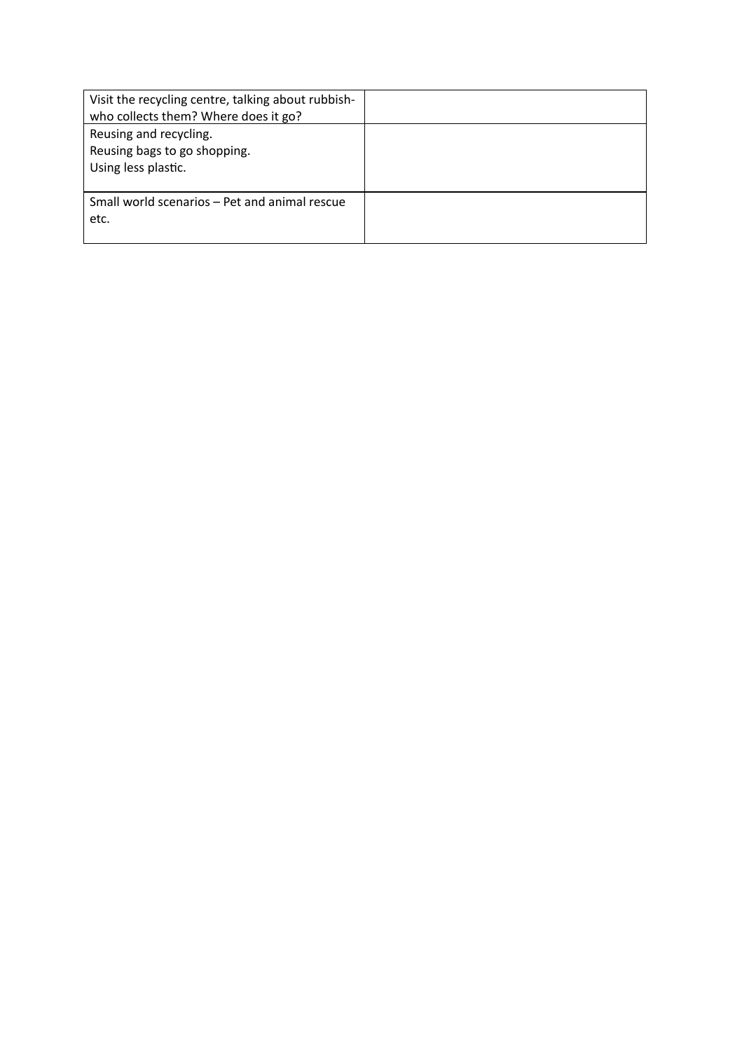| | |
|---|---|
| Visit the recycling centre, talking about rubbish- who collects them? Where does it go? | |
| Reusing and recycling.<br>Reusing bags to go shopping.<br>Using less plastic. | |
| Small world scenarios – Pet and animal rescue etc. | |